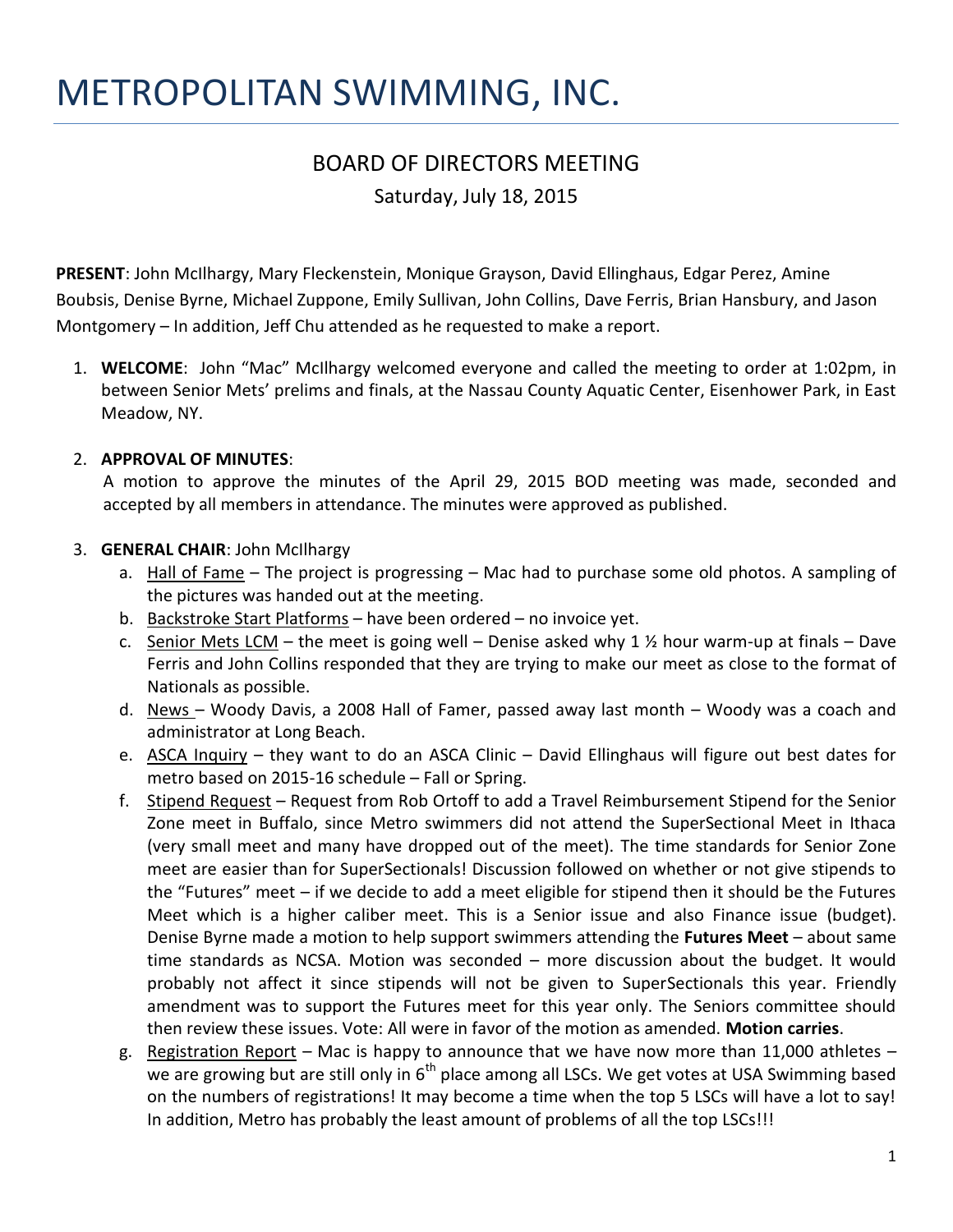# METROPOLITAN SWIMMING, INC.

## BOARD OF DIRECTORS MEETING

Saturday, July 18, 2015

**PRESENT**: John McIlhargy, Mary Fleckenstein, Monique Grayson, David Ellinghaus, Edgar Perez, Amine Boubsis, Denise Byrne, Michael Zuppone, Emily Sullivan, John Collins, Dave Ferris, Brian Hansbury, and Jason Montgomery – In addition, Jeff Chu attended as he requested to make a report.

1. **WELCOME**: John "Mac" McIlhargy welcomed everyone and called the meeting to order at 1:02pm, in between Senior Mets' prelims and finals, at the Nassau County Aquatic Center, Eisenhower Park, in East Meadow, NY.

2. **APPROVAL OF MINUTES**:
   A motion to approve the minutes of the April 29, 2015 BOD meeting was made, seconded and accepted by all members in attendance. The minutes were approved as published.

3. **GENERAL CHAIR**: John McIlhargy
   a. Hall of Fame – The project is progressing – Mac had to purchase some old photos. A sampling of the pictures was handed out at the meeting.
   b. Backstroke Start Platforms – have been ordered – no invoice yet.
   c. Senior Mets LCM – the meet is going well – Denise asked why 1 ½ hour warm-up at finals – Dave Ferris and John Collins responded that they are trying to make our meet as close to the format of Nationals as possible.
   d. News – Woody Davis, a 2008 Hall of Famer, passed away last month – Woody was a coach and administrator at Long Beach.
   e. ASCA Inquiry – they want to do an ASCA Clinic – David Ellinghaus will figure out best dates for metro based on 2015-16 schedule – Fall or Spring.
   f. Stipend Request – Request from Rob Ortoff to add a Travel Reimbursement Stipend for the Senior Zone meet in Buffalo, since Metro swimmers did not attend the SuperSectional Meet in Ithaca (very small meet and many have dropped out of the meet). The time standards for Senior Zone meet are easier than for SuperSectionals! Discussion followed on whether or not give stipends to the "Futures" meet – if we decide to add a meet eligible for stipend then it should be the Futures Meet which is a higher caliber meet. This is a Senior issue and also Finance issue (budget). Denise Byrne made a motion to help support swimmers attending the **Futures Meet** – about same time standards as NCSA. Motion was seconded – more discussion about the budget. It would probably not affect it since stipends will not be given to SuperSectionals this year. Friendly amendment was to support the Futures meet for this year only. The Seniors committee should then review these issues. Vote: All were in favor of the motion as amended. **Motion carries**.
   g. Registration Report – Mac is happy to announce that we have now more than 11,000 athletes – we are growing but are still only in 6th place among all LSCs. We get votes at USA Swimming based on the numbers of registrations! It may become a time when the top 5 LSCs will have a lot to say! In addition, Metro has probably the least amount of problems of all the top LSCs!!!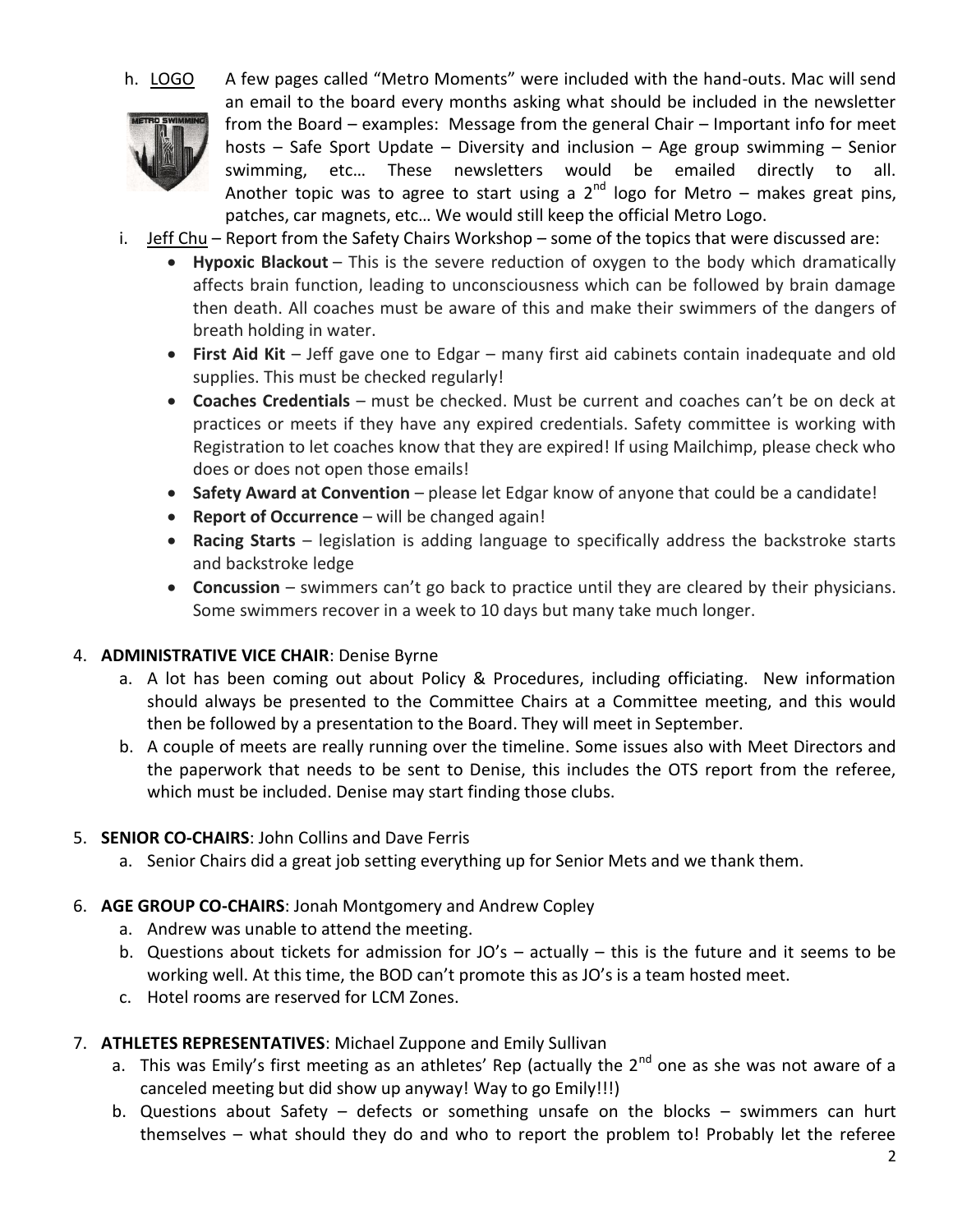h. LOGO A few pages called "Metro Moments" were included with the hand-outs. Mac will send an email to the board every months asking what should be included in the newsletter from the Board – examples: Message from the general Chair – Important info for meet hosts – Safe Sport Update – Diversity and inclusion – Age group swimming – Senior swimming, etc… These newsletters would be emailed directly to all. Another topic was to agree to start using a 2nd logo for Metro – makes great pins, patches, car magnets, etc… We would still keep the official Metro Logo.

i. Jeff Chu – Report from the Safety Chairs Workshop – some of the topics that were discussed are:
   - **Hypoxic Blackout** – This is the severe reduction of oxygen to the body which dramatically affects brain function, leading to unconsciousness which can be followed by brain damage then death. All coaches must be aware of this and make their swimmers of the dangers of breath holding in water.
   - **First Aid Kit** – Jeff gave one to Edgar – many first aid cabinets contain inadequate and old supplies. This must be checked regularly!
   - **Coaches Credentials** – must be checked. Must be current and coaches can't be on deck at practices or meets if they have any expired credentials. Safety committee is working with Registration to let coaches know that they are expired! If using Mailchimp, please check who does or does not open those emails!
   - **Safety Award at Convention** – please let Edgar know of anyone that could be a candidate!
   - **Report of Occurrence** – will be changed again!
   - **Racing Starts** – legislation is adding language to specifically address the backstroke starts and backstroke ledge
   - **Concussion** – swimmers can't go back to practice until they are cleared by their physicians. Some swimmers recover in a week to 10 days but many take much longer.

4. **ADMINISTRATIVE VICE CHAIR**: Denise Byrne
   a. A lot has been coming out about Policy & Procedures, including officiating. New information should always be presented to the Committee Chairs at a Committee meeting, and this would then be followed by a presentation to the Board. They will meet in September.
   b. A couple of meets are really running over the timeline. Some issues also with Meet Directors and the paperwork that needs to be sent to Denise, this includes the OTS report from the referee, which must be included. Denise may start finding those clubs.

5. **SENIOR CO-CHAIRS**: John Collins and Dave Ferris
   a. Senior Chairs did a great job setting everything up for Senior Mets and we thank them.

6. **AGE GROUP CO-CHAIRS**: Jonah Montgomery and Andrew Copley
   a. Andrew was unable to attend the meeting.
   b. Questions about tickets for admission for JO's – actually – this is the future and it seems to be working well. At this time, the BOD can't promote this as JO's is a team hosted meet.
   c. Hotel rooms are reserved for LCM Zones.

7. **ATHLETES REPRESENTATIVES**: Michael Zuppone and Emily Sullivan
   a. This was Emily's first meeting as an athletes' Rep (actually the 2nd one as she was not aware of a canceled meeting but did show up anyway! Way to go Emily!!!)
   b. Questions about Safety – defects or something unsafe on the blocks – swimmers can hurt themselves – what should they do and who to report the problem to! Probably let the referee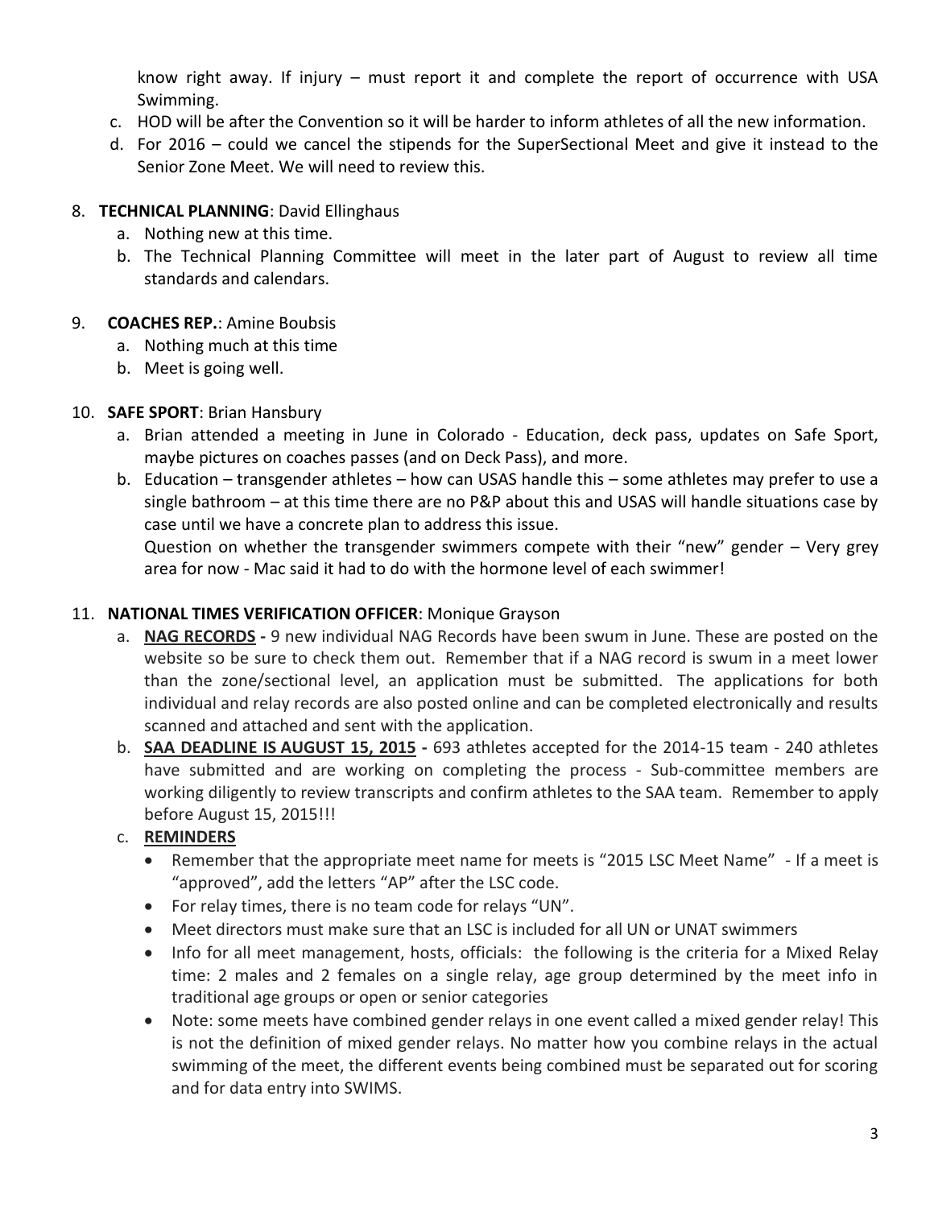know right away. If injury – must report it and complete the report of occurrence with USA Swimming.

c. HOD will be after the Convention so it will be harder to inform athletes of all the new information.
d. For 2016 – could we cancel the stipends for the SuperSectional Meet and give it instead to the Senior Zone Meet. We will need to review this.

8. **TECHNICAL PLANNING**: David Ellinghaus
   a. Nothing new at this time.
   b. The Technical Planning Committee will meet in the later part of August to review all time standards and calendars.

9. **COACHES REP.**: Amine Boubsis
   a. Nothing much at this time
   b. Meet is going well.

10. **SAFE SPORT**: Brian Hansbury
    a. Brian attended a meeting in June in Colorado - Education, deck pass, updates on Safe Sport, maybe pictures on coaches passes (and on Deck Pass), and more.
    b. Education – transgender athletes – how can USAS handle this – some athletes may prefer to use a single bathroom – at this time there are no P&P about this and USAS will handle situations case by case until we have a concrete plan to address this issue.
       Question on whether the transgender swimmers compete with their "new" gender – Very grey area for now - Mac said it had to do with the hormone level of each swimmer!

11. **NATIONAL TIMES VERIFICATION OFFICER**: Monique Grayson
    a. **NAG RECORDS -** 9 new individual NAG Records have been swum in June. These are posted on the website so be sure to check them out. Remember that if a NAG record is swum in a meet lower than the zone/sectional level, an application must be submitted. The applications for both individual and relay records are also posted online and can be completed electronically and results scanned and attached and sent with the application.
    b. **SAA DEADLINE IS AUGUST 15, 2015 -** 693 athletes accepted for the 2014-15 team - 240 athletes have submitted and are working on completing the process - Sub-committee members are working diligently to review transcripts and confirm athletes to the SAA team. Remember to apply before August 15, 2015!!!
    c. **REMINDERS**
       - Remember that the appropriate meet name for meets is "2015 LSC Meet Name" - If a meet is "approved", add the letters "AP" after the LSC code.
       - For relay times, there is no team code for relays "UN".
       - Meet directors must make sure that an LSC is included for all UN or UNAT swimmers
       - Info for all meet management, hosts, officials: the following is the criteria for a Mixed Relay time: 2 males and 2 females on a single relay, age group determined by the meet info in traditional age groups or open or senior categories
       - Note: some meets have combined gender relays in one event called a mixed gender relay! This is not the definition of mixed gender relays. No matter how you combine relays in the actual swimming of the meet, the different events being combined must be separated out for scoring and for data entry into SWIMS.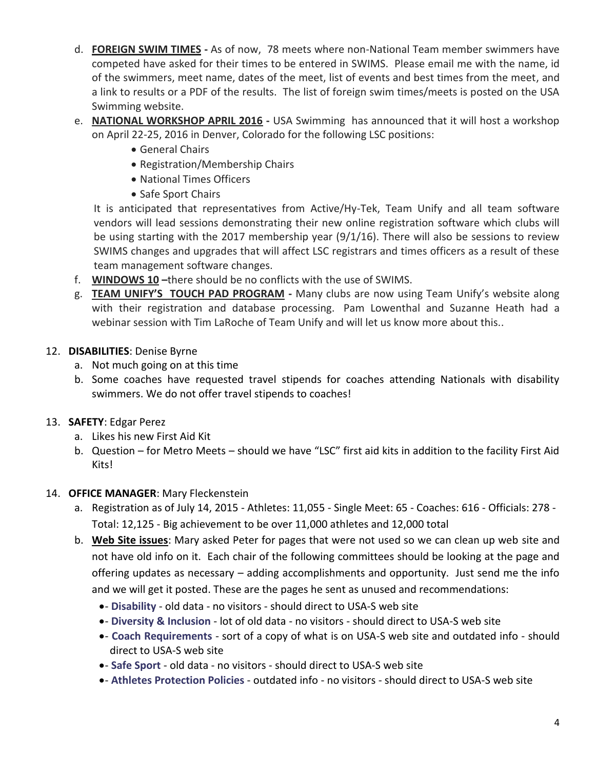d. **FOREIGN SWIM TIMES -** As of now, 78 meets where non-National Team member swimmers have competed have asked for their times to be entered in SWIMS. Please email me with the name, id of the swimmers, meet name, dates of the meet, list of events and best times from the meet, and a link to results or a PDF of the results. The list of foreign swim times/meets is posted on the USA Swimming website.

e. **NATIONAL WORKSHOP APRIL 2016 -** USA Swimming has announced that it will host a workshop on April 22-25, 2016 in Denver, Colorado for the following LSC positions:
   - General Chairs
   - Registration/Membership Chairs
   - National Times Officers
   - Safe Sport Chairs

   It is anticipated that representatives from Active/Hy-Tek, Team Unify and all team software vendors will lead sessions demonstrating their new online registration software which clubs will be using starting with the 2017 membership year (9/1/16). There will also be sessions to review SWIMS changes and upgrades that will affect LSC registrars and times officers as a result of these team management software changes.

f. **WINDOWS 10 –**there should be no conflicts with the use of SWIMS.

g. **TEAM UNIFY'S TOUCH PAD PROGRAM -** Many clubs are now using Team Unify's website along with their registration and database processing. Pam Lowenthal and Suzanne Heath had a webinar session with Tim LaRoche of Team Unify and will let us know more about this..

12. **DISABILITIES**: Denise Byrne
    a. Not much going on at this time
    b. Some coaches have requested travel stipends for coaches attending Nationals with disability swimmers. We do not offer travel stipends to coaches!

13. **SAFETY**: Edgar Perez
    a. Likes his new First Aid Kit
    b. Question – for Metro Meets – should we have "LSC" first aid kits in addition to the facility First Aid Kits!

14. **OFFICE MANAGER**: Mary Fleckenstein
    a. Registration as of July 14, 2015 - Athletes: 11,055 - Single Meet: 65 - Coaches: 616 - Officials: 278 - Total: 12,125 - Big achievement to be over 11,000 athletes and 12,000 total
    b. **Web Site issues**: Mary asked Peter for pages that were not used so we can clean up web site and not have old info on it. Each chair of the following committees should be looking at the page and offering updates as necessary – adding accomplishments and opportunity. Just send me the info and we will get it posted. These are the pages he sent as unused and recommendations:
       - - **Disability** - old data - no visitors - should direct to USA-S web site
       - - **Diversity & Inclusion** - lot of old data - no visitors - should direct to USA-S web site
       - - **Coach Requirements** - sort of a copy of what is on USA-S web site and outdated info - should direct to USA-S web site
       - - **Safe Sport** - old data - no visitors - should direct to USA-S web site
       - - **Athletes Protection Policies** - outdated info - no visitors - should direct to USA-S web site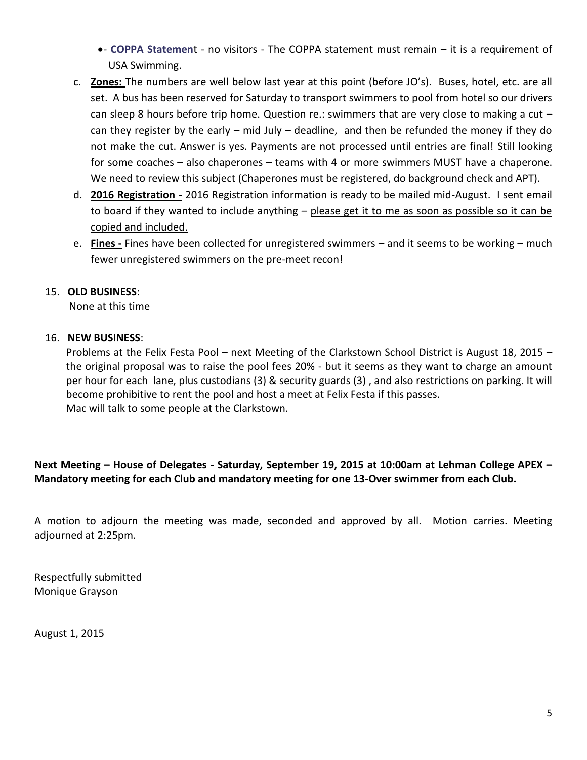- - **COPPA Statement** - no visitors - The COPPA statement must remain – it is a requirement of USA Swimming.

c. **Zones:** The numbers are well below last year at this point (before JO's). Buses, hotel, etc. are all set. A bus has been reserved for Saturday to transport swimmers to pool from hotel so our drivers can sleep 8 hours before trip home. Question re.: swimmers that are very close to making a cut – can they register by the early – mid July – deadline, and then be refunded the money if they do not make the cut. Answer is yes. Payments are not processed until entries are final! Still looking for some coaches – also chaperones – teams with 4 or more swimmers MUST have a chaperone. We need to review this subject (Chaperones must be registered, do background check and APT).

d. **2016 Registration -** 2016 Registration information is ready to be mailed mid-August. I sent email to board if they wanted to include anything – please get it to me as soon as possible so it can be copied and included.

e. **Fines -** Fines have been collected for unregistered swimmers – and it seems to be working – much fewer unregistered swimmers on the pre-meet recon!

15. **OLD BUSINESS**:
None at this time

16. **NEW BUSINESS**:
Problems at the Felix Festa Pool – next Meeting of the Clarkstown School District is August 18, 2015 – the original proposal was to raise the pool fees 20% - but it seems as they want to charge an amount per hour for each lane, plus custodians (3) & security guards (3) , and also restrictions on parking. It will become prohibitive to rent the pool and host a meet at Felix Festa if this passes.
Mac will talk to some people at the Clarkstown.

**Next Meeting – House of Delegates - Saturday, September 19, 2015 at 10:00am at Lehman College APEX – Mandatory meeting for each Club and mandatory meeting for one 13-Over swimmer from each Club.**

A motion to adjourn the meeting was made, seconded and approved by all. Motion carries. Meeting adjourned at 2:25pm.

Respectfully submitted
Monique Grayson

August 1, 2015